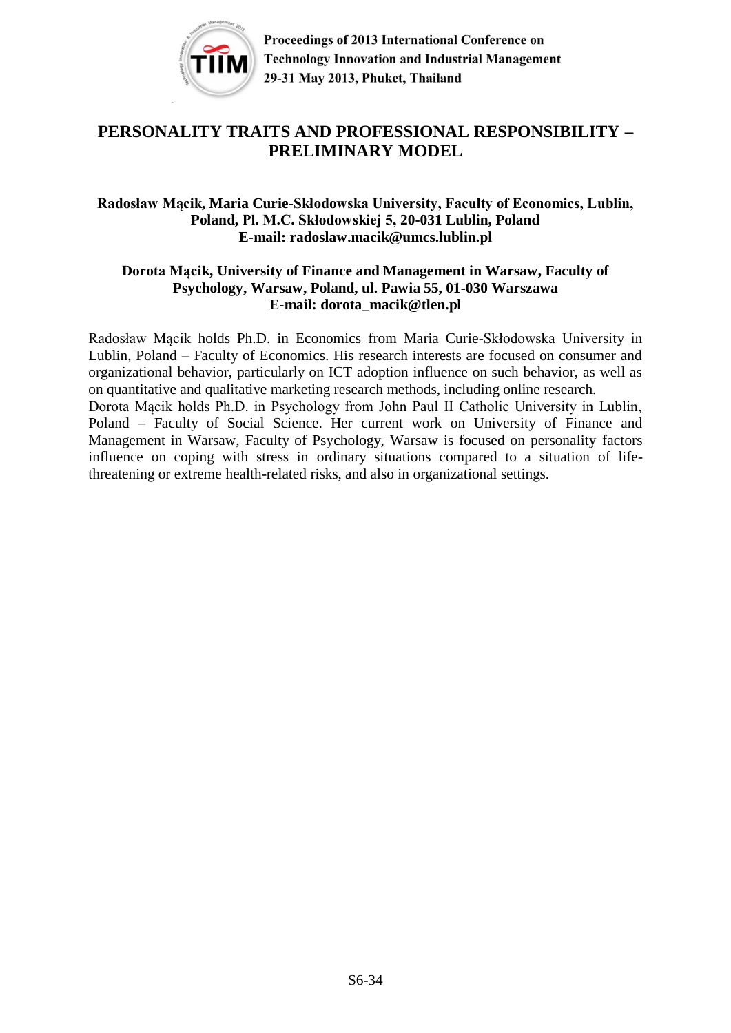# PERSONALITY TRAITS AND PROFESSIONAL RESPONSIBILITY – PRELIMINARY MODEL

**Radosław Mącik, Maria Curie-Skłodowska University, Faculty of Economics, Lublin, Poland, Pl. M.C. Skłodowskiej 5, 20-031 Lublin, Poland**
**E-mail: radoslaw.macik@umcs.lublin.pl**

**Dorota Mącik, University of Finance and Management in Warsaw, Faculty of Psychology, Warsaw, Poland, ul. Pawia 55, 01-030 Warszawa**
**E-mail: dorota_macik@tlen.pl**

Radosław Mącik holds Ph.D. in Economics from Maria Curie-Skłodowska University in Lublin, Poland – Faculty of Economics. His research interests are focused on consumer and organizational behavior, particularly on ICT adoption influence on such behavior, as well as on quantitative and qualitative marketing research methods, including online research.

Dorota Mącik holds Ph.D. in Psychology from John Paul II Catholic University in Lublin, Poland – Faculty of Social Science. Her current work on University of Finance and Management in Warsaw, Faculty of Psychology, Warsaw is focused on personality factors influence on coping with stress in ordinary situations compared to a situation of life-threatening or extreme health-related risks, and also in organizational settings.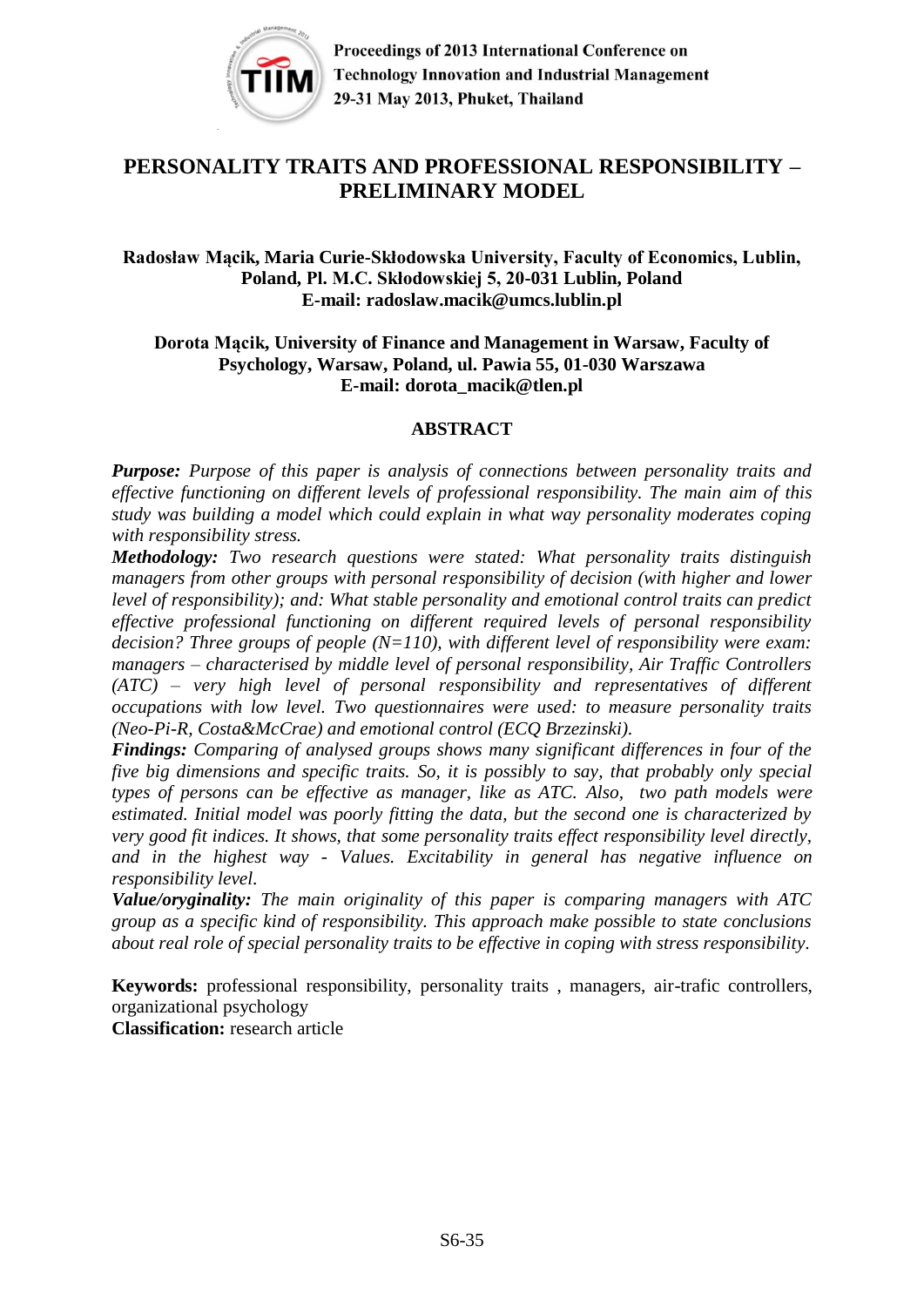# PERSONALITY TRAITS AND PROFESSIONAL RESPONSIBILITY – PRELIMINARY MODEL

**Radosław Mącik, Maria Curie-Skłodowska University, Faculty of Economics, Lublin, Poland, Pl. M.C. Skłodowskiej 5, 20-031 Lublin, Poland**
**E-mail: radoslaw.macik@umcs.lublin.pl**

**Dorota Mącik, University of Finance and Management in Warsaw, Faculty of Psychology, Warsaw, Poland, ul. Pawia 55, 01-030 Warszawa**
**E-mail: dorota_macik@tlen.pl**

## ABSTRACT

***Purpose:*** *Purpose of this paper is analysis of connections between personality traits and effective functioning on different levels of professional responsibility. The main aim of this study was building a model which could explain in what way personality moderates coping with responsibility stress.*

***Methodology:*** *Two research questions were stated: What personality traits distinguish managers from other groups with personal responsibility of decision (with higher and lower level of responsibility); and: What stable personality and emotional control traits can predict effective professional functioning on different required levels of personal responsibility decision? Three groups of people (N=110), with different level of responsibility were exam: managers – characterised by middle level of personal responsibility, Air Traffic Controllers (ATC) – very high level of personal responsibility and representatives of different occupations with low level. Two questionnaires were used: to measure personality traits (Neo-Pi-R, Costa&McCrae) and emotional control (ECQ Brzezinski).*

***Findings:*** *Comparing of analysed groups shows many significant differences in four of the five big dimensions and specific traits. So, it is possibly to say, that probably only special types of persons can be effective as manager, like as ATC. Also, two path models were estimated. Initial model was poorly fitting the data, but the second one is characterized by very good fit indices. It shows, that some personality traits effect responsibility level directly, and in the highest way - Values. Excitability in general has negative influence on responsibility level.*

***Value/oryginality:*** *The main originality of this paper is comparing managers with ATC group as a specific kind of responsibility. This approach make possible to state conclusions about real role of special personality traits to be effective in coping with stress responsibility.*

**Keywords:** professional responsibility, personality traits , managers, air-trafic controllers, organizational psychology

**Classification:** research article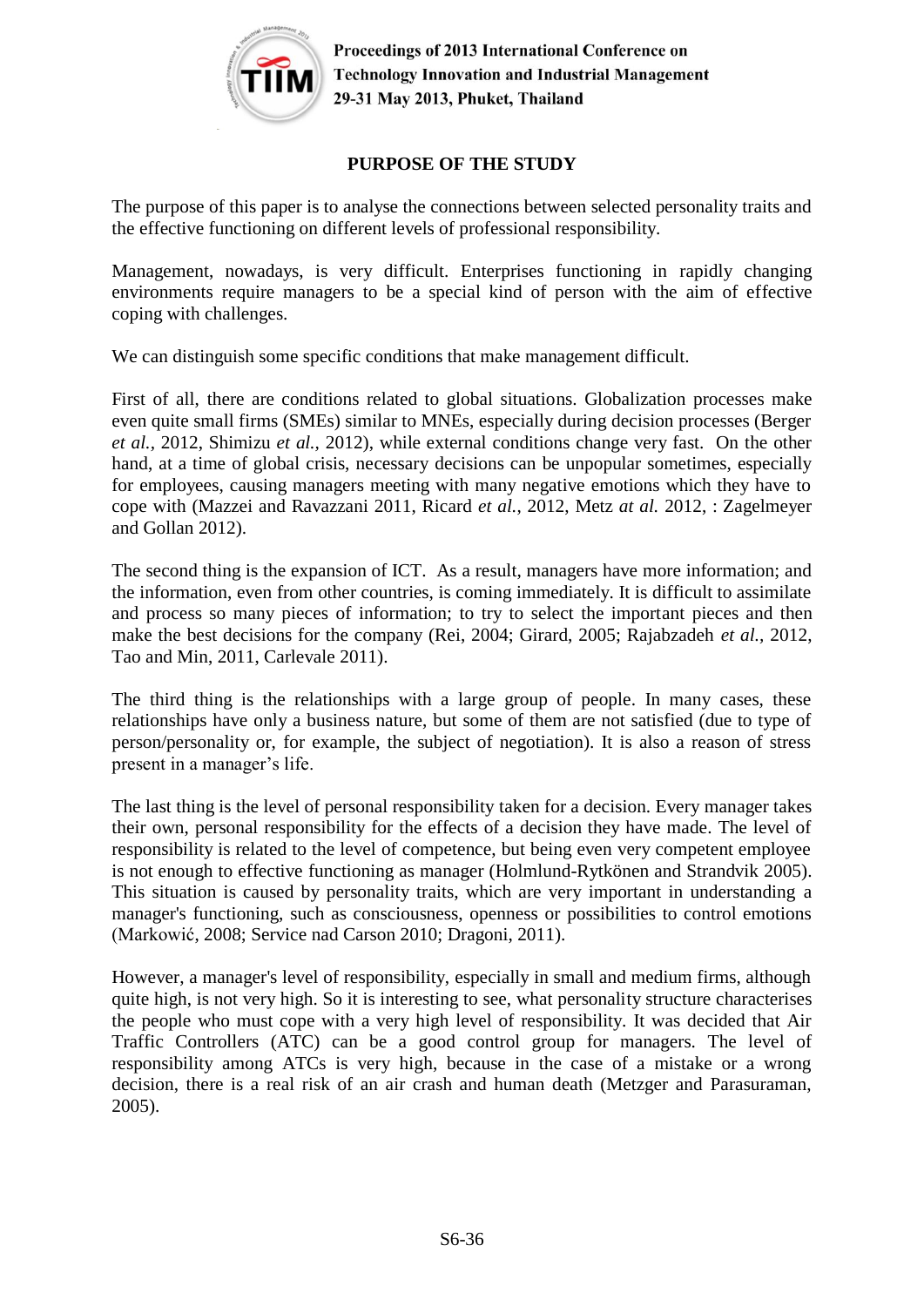## PURPOSE OF THE STUDY

The purpose of this paper is to analyse the connections between selected personality traits and the effective functioning on different levels of professional responsibility.

Management, nowadays, is very difficult. Enterprises functioning in rapidly changing environments require managers to be a special kind of person with the aim of effective coping with challenges.

We can distinguish some specific conditions that make management difficult.

First of all, there are conditions related to global situations. Globalization processes make even quite small firms (SMEs) similar to MNEs, especially during decision processes (Berger *et al.*, 2012, Shimizu *et al.*, 2012), while external conditions change very fast. On the other hand, at a time of global crisis, necessary decisions can be unpopular sometimes, especially for employees, causing managers meeting with many negative emotions which they have to cope with (Mazzei and Ravazzani 2011, Ricard *et al.*, 2012, Metz *at al.* 2012, : Zagelmeyer and Gollan 2012).

The second thing is the expansion of ICT. As a result, managers have more information; and the information, even from other countries, is coming immediately. It is difficult to assimilate and process so many pieces of information; to try to select the important pieces and then make the best decisions for the company (Rei, 2004; Girard, 2005; Rajabzadeh *et al.*, 2012, Tao and Min, 2011, Carlevale 2011).

The third thing is the relationships with a large group of people. In many cases, these relationships have only a business nature, but some of them are not satisfied (due to type of person/personality or, for example, the subject of negotiation). It is also a reason of stress present in a manager's life.

The last thing is the level of personal responsibility taken for a decision. Every manager takes their own, personal responsibility for the effects of a decision they have made. The level of responsibility is related to the level of competence, but being even very competent employee is not enough to effective functioning as manager (Holmlund-Rytkönen and Strandvik 2005). This situation is caused by personality traits, which are very important in understanding a manager's functioning, such as consciousness, openness or possibilities to control emotions (Markowić, 2008; Service nad Carson 2010; Dragoni, 2011).

However, a manager's level of responsibility, especially in small and medium firms, although quite high, is not very high. So it is interesting to see, what personality structure characterises the people who must cope with a very high level of responsibility. It was decided that Air Traffic Controllers (ATC) can be a good control group for managers. The level of responsibility among ATCs is very high, because in the case of a mistake or a wrong decision, there is a real risk of an air crash and human death (Metzger and Parasuraman, 2005).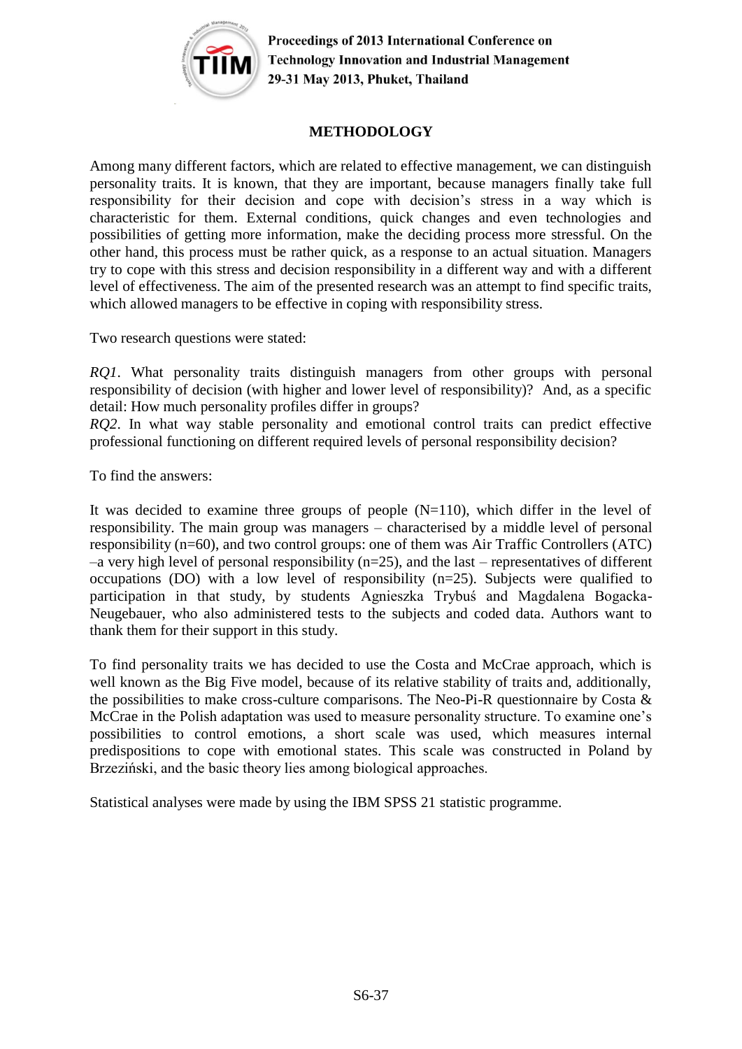## METHODOLOGY

Among many different factors, which are related to effective management, we can distinguish personality traits. It is known, that they are important, because managers finally take full responsibility for their decision and cope with decision's stress in a way which is characteristic for them. External conditions, quick changes and even technologies and possibilities of getting more information, make the deciding process more stressful. On the other hand, this process must be rather quick, as a response to an actual situation. Managers try to cope with this stress and decision responsibility in a different way and with a different level of effectiveness. The aim of the presented research was an attempt to find specific traits, which allowed managers to be effective in coping with responsibility stress.

Two research questions were stated:

*RQ1*. What personality traits distinguish managers from other groups with personal responsibility of decision (with higher and lower level of responsibility)? And, as a specific detail: How much personality profiles differ in groups?

*RQ2*. In what way stable personality and emotional control traits can predict effective professional functioning on different required levels of personal responsibility decision?

To find the answers:

It was decided to examine three groups of people (N=110), which differ in the level of responsibility. The main group was managers – characterised by a middle level of personal responsibility (n=60), and two control groups: one of them was Air Traffic Controllers (ATC) –a very high level of personal responsibility (n=25), and the last – representatives of different occupations (DO) with a low level of responsibility (n=25). Subjects were qualified to participation in that study, by students Agnieszka Trybuś and Magdalena Bogacka-Neugebauer, who also administered tests to the subjects and coded data. Authors want to thank them for their support in this study.

To find personality traits we has decided to use the Costa and McCrae approach, which is well known as the Big Five model, because of its relative stability of traits and, additionally, the possibilities to make cross-culture comparisons. The Neo-Pi-R questionnaire by Costa & McCrae in the Polish adaptation was used to measure personality structure. To examine one's possibilities to control emotions, a short scale was used, which measures internal predispositions to cope with emotional states. This scale was constructed in Poland by Brzeziński, and the basic theory lies among biological approaches.

Statistical analyses were made by using the IBM SPSS 21 statistic programme.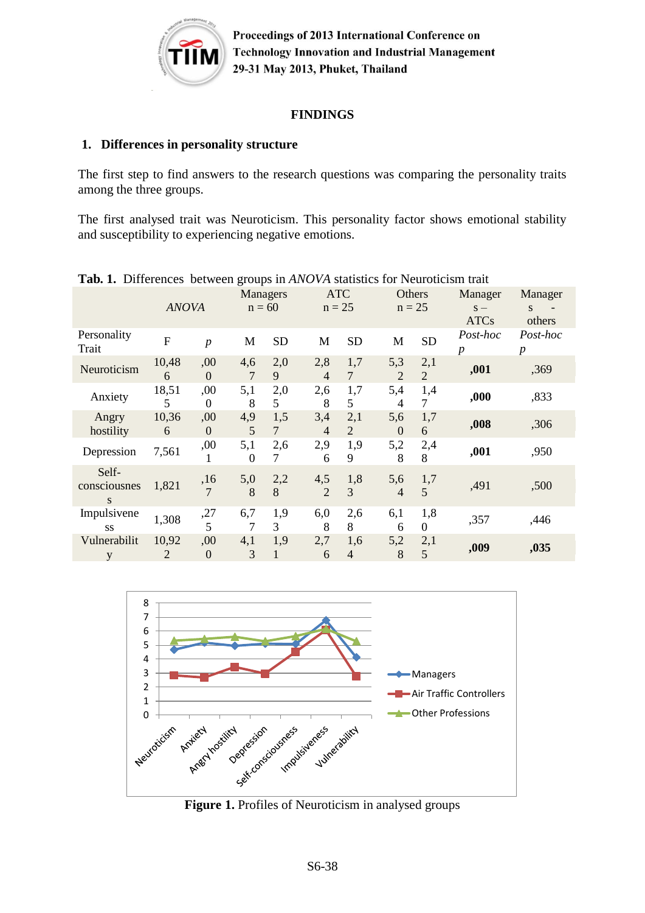## FINDINGS

### 1. Differences in personality structure

The first step to find answers to the research questions was comparing the personality traits among the three groups.

The first analysed trait was Neuroticism. This personality factor shows emotional stability and susceptibility to experiencing negative emotions.

**Tab. 1.** Differences between groups in *ANOVA* statistics for Neuroticism trait

| | *ANOVA* | | Managers n = 60 | | ATC n = 25 | | Others n = 25 | | Managers – ATCs | Managers - others |
|---|---|---|---|---|---|---|---|---|---|---|
| Personality Trait | F | *p* | M | SD | M | SD | M | SD | *Post-hoc p* | *Post-hoc p* |
| Neuroticism | 10,486 | ,000 | 4,67 | 2,09 | 2,84 | 1,77 | 5,32 | 2,12 | **,001** | ,369 |
| Anxiety | 18,515 | ,000 | 5,18 | 2,05 | 2,68 | 1,75 | 5,44 | 1,47 | **,000** | ,833 |
| Angry hostility | 10,366 | ,000 | 4,95 | 1,57 | 3,44 | 2,12 | 5,60 | 1,76 | **,008** | ,306 |
| Depression | 7,561 | ,001 | 5,10 | 2,67 | 2,96 | 1,99 | 5,28 | 2,48 | **,001** | ,950 |
| Self-consciousness | 1,821 | ,167 | 5,08 | 2,28 | 4,52 | 1,83 | 5,64 | 1,75 | ,491 | ,500 |
| Impulsiveness | 1,308 | ,275 | 6,77 | 1,93 | 6,08 | 2,68 | 6,16 | 1,80 | ,357 | ,446 |
| Vulnerability | 10,922 | ,000 | 4,13 | 1,91 | 2,76 | 1,64 | 5,28 | 2,15 | **,009** | **,035** |

**Figure 1.** Profiles of Neuroticism in analysed groups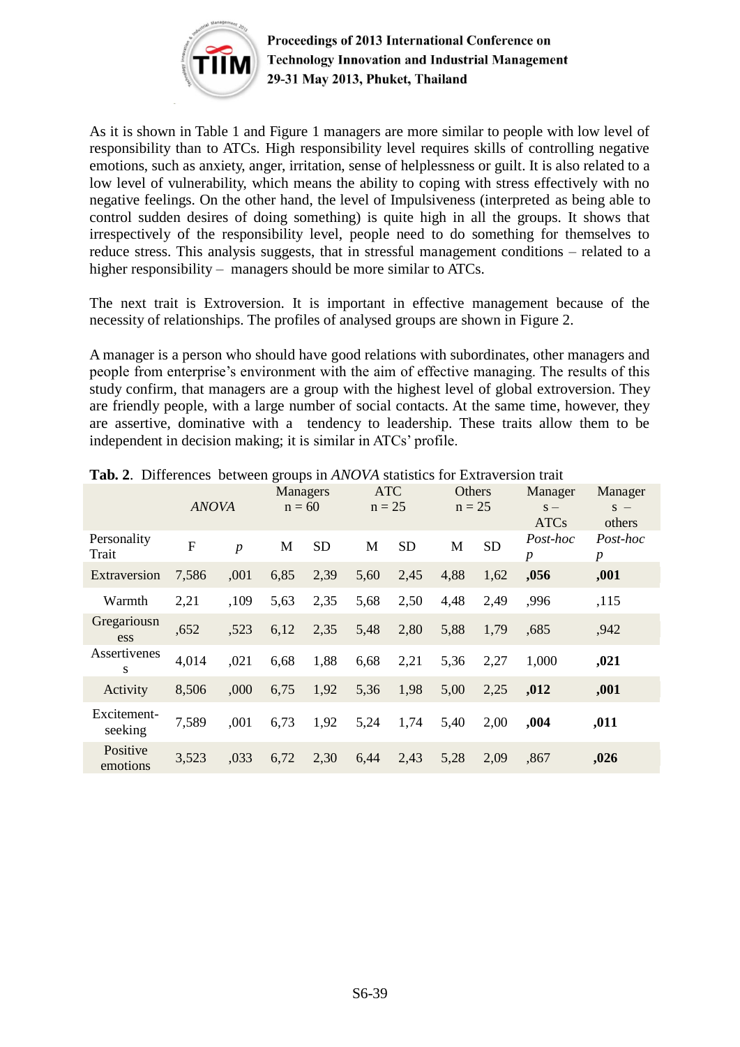As it is shown in Table 1 and Figure 1 managers are more similar to people with low level of responsibility than to ATCs. High responsibility level requires skills of controlling negative emotions, such as anxiety, anger, irritation, sense of helplessness or guilt. It is also related to a low level of vulnerability, which means the ability to coping with stress effectively with no negative feelings. On the other hand, the level of Impulsiveness (interpreted as being able to control sudden desires of doing something) is quite high in all the groups. It shows that irrespectively of the responsibility level, people need to do something for themselves to reduce stress. This analysis suggests, that in stressful management conditions – related to a higher responsibility – managers should be more similar to ATCs.

The next trait is Extroversion. It is important in effective management because of the necessity of relationships. The profiles of analysed groups are shown in Figure 2.

A manager is a person who should have good relations with subordinates, other managers and people from enterprise's environment with the aim of effective managing. The results of this study confirm, that managers are a group with the highest level of global extroversion. They are friendly people, with a large number of social contacts. At the same time, however, they are assertive, dominative with a tendency to leadership. These traits allow them to be independent in decision making; it is similar in ATCs' profile.

**Tab. 2**. Differences between groups in *ANOVA* statistics for Extraversion trait

| | *ANOVA* | | Managers n = 60 | | ATC n = 25 | | Others n = 25 | | Managers – ATCs | Managers – others |
|---|---|---|---|---|---|---|---|---|---|---|
| Personality Trait | F | *p* | M | SD | M | SD | M | SD | *Post-hoc p* | *Post-hoc p* |
| Extraversion | 7,586 | ,001 | 6,85 | 2,39 | 5,60 | 2,45 | 4,88 | 1,62 | **,056** | **,001** |
| Warmth | 2,21 | ,109 | 5,63 | 2,35 | 5,68 | 2,50 | 4,48 | 2,49 | ,996 | ,115 |
| Gregariousness | ,652 | ,523 | 6,12 | 2,35 | 5,48 | 2,80 | 5,88 | 1,79 | ,685 | ,942 |
| Assertiveness | 4,014 | ,021 | 6,68 | 1,88 | 6,68 | 2,21 | 5,36 | 2,27 | 1,000 | **,021** |
| Activity | 8,506 | ,000 | 6,75 | 1,92 | 5,36 | 1,98 | 5,00 | 2,25 | **,012** | **,001** |
| Excitement-seeking | 7,589 | ,001 | 6,73 | 1,92 | 5,24 | 1,74 | 5,40 | 2,00 | **,004** | **,011** |
| Positive emotions | 3,523 | ,033 | 6,72 | 2,30 | 6,44 | 2,43 | 5,28 | 2,09 | ,867 | **,026** |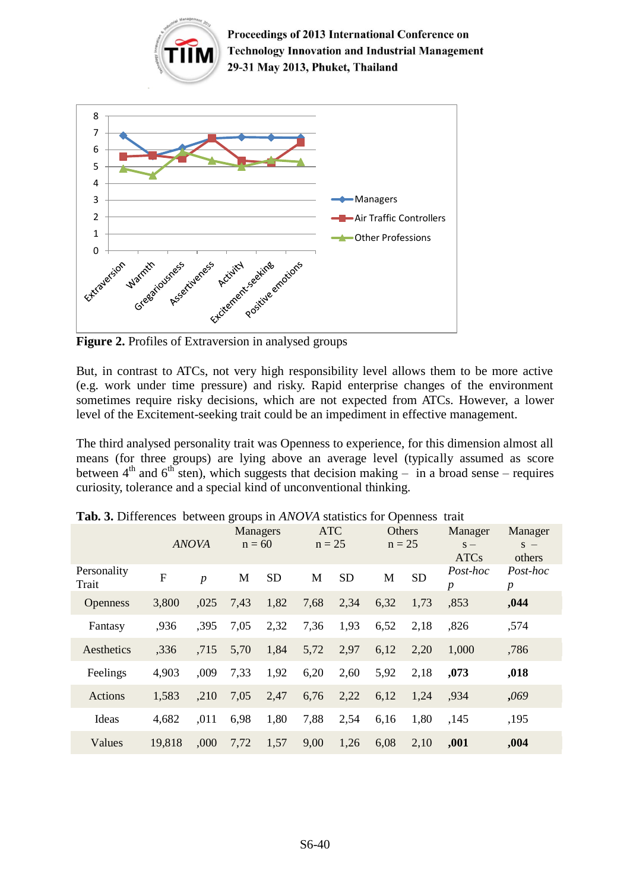**Figure 2.** Profiles of Extraversion in analysed groups

But, in contrast to ATCs, not very high responsibility level allows them to be more active (e.g. work under time pressure) and risky. Rapid enterprise changes of the environment sometimes require risky decisions, which are not expected from ATCs. However, a lower level of the Excitement-seeking trait could be an impediment in effective management.

The third analysed personality trait was Openness to experience, for this dimension almost all means (for three groups) are lying above an average level (typically assumed as score between 4th and 6th sten), which suggests that decision making – in a broad sense – requires curiosity, tolerance and a special kind of unconventional thinking.

**Tab. 3.** Differences between groups in *ANOVA* statistics for Openness trait

| | *ANOVA* | | Managers n = 60 | | ATC n = 25 | | Others n = 25 | | Managers – ATCs | Managers – others |
|---|---|---|---|---|---|---|---|---|---|---|
| Personality Trait | F | *p* | M | SD | M | SD | M | SD | *Post-hoc p* | *Post-hoc p* |
| Openness | 3,800 | ,025 | 7,43 | 1,82 | 7,68 | 2,34 | 6,32 | 1,73 | ,853 | **,044** |
| Fantasy | ,936 | ,395 | 7,05 | 2,32 | 7,36 | 1,93 | 6,52 | 2,18 | ,826 | ,574 |
| Aesthetics | ,336 | ,715 | 5,70 | 1,84 | 5,72 | 2,97 | 6,12 | 2,20 | 1,000 | ,786 |
| Feelings | 4,903 | ,009 | 7,33 | 1,92 | 6,20 | 2,60 | 5,92 | 2,18 | **,073** | **,018** |
| Actions | 1,583 | ,210 | 7,05 | 2,47 | 6,76 | 2,22 | 6,12 | 1,24 | ,934 | *,069* |
| Ideas | 4,682 | ,011 | 6,98 | 1,80 | 7,88 | 2,54 | 6,16 | 1,80 | ,145 | ,195 |
| Values | 19,818 | ,000 | 7,72 | 1,57 | 9,00 | 1,26 | 6,08 | 2,10 | **,001** | **,004** |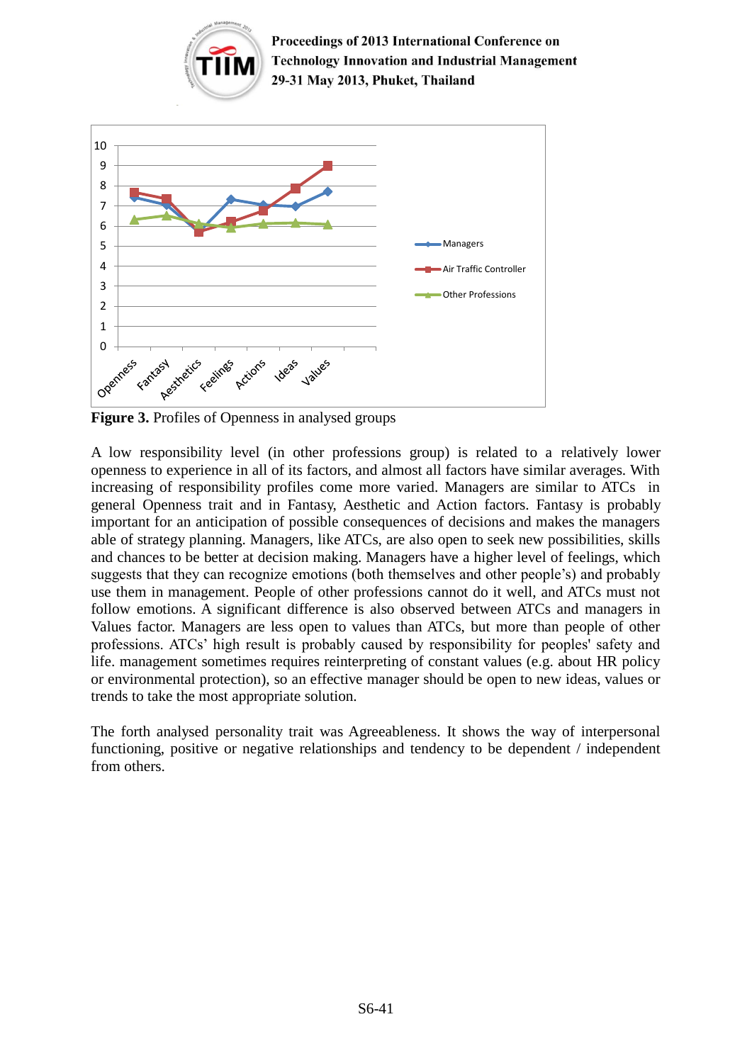**Figure 3.** Profiles of Openness in analysed groups

A low responsibility level (in other professions group) is related to a relatively lower openness to experience in all of its factors, and almost all factors have similar averages. With increasing of responsibility profiles come more varied. Managers are similar to ATCs in general Openness trait and in Fantasy, Aesthetic and Action factors. Fantasy is probably important for an anticipation of possible consequences of decisions and makes the managers able of strategy planning. Managers, like ATCs, are also open to seek new possibilities, skills and chances to be better at decision making. Managers have a higher level of feelings, which suggests that they can recognize emotions (both themselves and other people's) and probably use them in management. People of other professions cannot do it well, and ATCs must not follow emotions. A significant difference is also observed between ATCs and managers in Values factor. Managers are less open to values than ATCs, but more than people of other professions. ATCs' high result is probably caused by responsibility for peoples' safety and life. management sometimes requires reinterpreting of constant values (e.g. about HR policy or environmental protection), so an effective manager should be open to new ideas, values or trends to take the most appropriate solution.

The forth analysed personality trait was Agreeableness. It shows the way of interpersonal functioning, positive or negative relationships and tendency to be dependent / independent from others.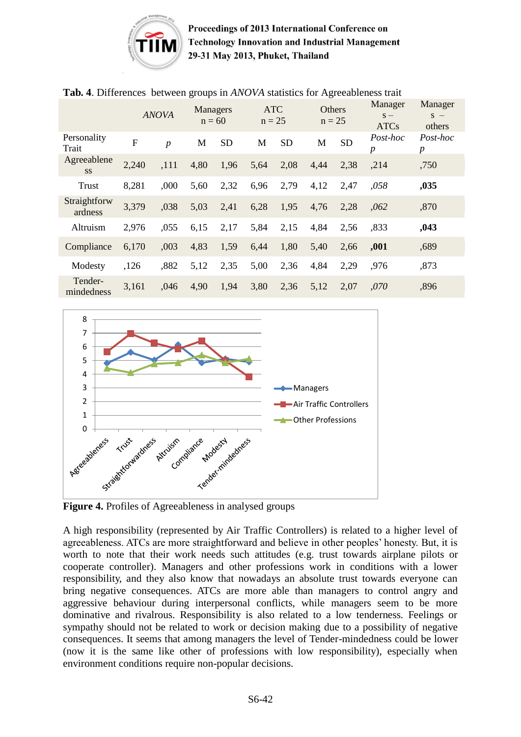**Tab. 4**. Differences between groups in *ANOVA* statistics for Agreeableness trait

| | *ANOVA* | | Managers n = 60 | | ATC n = 25 | | Others n = 25 | | Managers – ATCs | Managers – others |
|---|---|---|---|---|---|---|---|---|---|---|
| Personality Trait | F | *p* | M | SD | M | SD | M | SD | *Post-hoc p* | *Post-hoc p* |
| Agreeableness | 2,240 | ,111 | 4,80 | 1,96 | 5,64 | 2,08 | 4,44 | 2,38 | ,214 | ,750 |
| Trust | 8,281 | ,000 | 5,60 | 2,32 | 6,96 | 2,79 | 4,12 | 2,47 | *,058* | **,035** |
| Straightforwardness | 3,379 | ,038 | 5,03 | 2,41 | 6,28 | 1,95 | 4,76 | 2,28 | *,062* | ,870 |
| Altruism | 2,976 | ,055 | 6,15 | 2,17 | 5,84 | 2,15 | 4,84 | 2,56 | ,833 | **,043** |
| Compliance | 6,170 | ,003 | 4,83 | 1,59 | 6,44 | 1,80 | 5,40 | 2,66 | **,001** | ,689 |
| Modesty | ,126 | ,882 | 5,12 | 2,35 | 5,00 | 2,36 | 4,84 | 2,29 | ,976 | ,873 |
| Tender-mindedness | 3,161 | ,046 | 4,90 | 1,94 | 3,80 | 2,36 | 5,12 | 2,07 | *,070* | ,896 |

**Figure 4.** Profiles of Agreeableness in analysed groups

A high responsibility (represented by Air Traffic Controllers) is related to a higher level of agreeableness. ATCs are more straightforward and believe in other peoples' honesty. But, it is worth to note that their work needs such attitudes (e.g. trust towards airplane pilots or cooperate controller). Managers and other professions work in conditions with a lower responsibility, and they also know that nowadays an absolute trust towards everyone can bring negative consequences. ATCs are more able than managers to control angry and aggressive behaviour during interpersonal conflicts, while managers seem to be more dominative and rivalrous. Responsibility is also related to a low tenderness. Feelings or sympathy should not be related to work or decision making due to a possibility of negative consequences. It seems that among managers the level of Tender-mindedness could be lower (now it is the same like other of professions with low responsibility), especially when environment conditions require non-popular decisions.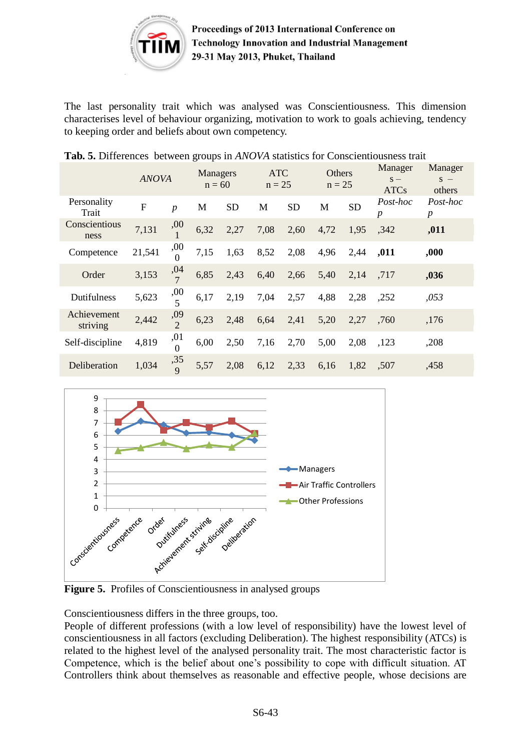The last personality trait which was analysed was Conscientiousness. This dimension characterises level of behaviour organizing, motivation to work to goals achieving, tendency to keeping order and beliefs about own competency.

**Tab. 5.** Differences between groups in *ANOVA* statistics for Conscientiousness trait

| | *ANOVA* | | Managers n = 60 | | ATC n = 25 | | Others n = 25 | | Managers – ATCs | Managers – others |
|---|---|---|---|---|---|---|---|---|---|---|
| Personality Trait | F | *p* | M | SD | M | SD | M | SD | *Post-hoc p* | *Post-hoc p* |
| Conscientiousness | 7,131 | ,001 | 6,32 | 2,27 | 7,08 | 2,60 | 4,72 | 1,95 | ,342 | **,011** |
| Competence | 21,541 | ,000 | 7,15 | 1,63 | 8,52 | 2,08 | 4,96 | 2,44 | **,011** | **,000** |
| Order | 3,153 | ,047 | 6,85 | 2,43 | 6,40 | 2,66 | 5,40 | 2,14 | ,717 | **,036** |
| Dutifulness | 5,623 | ,005 | 6,17 | 2,19 | 7,04 | 2,57 | 4,88 | 2,28 | ,252 | *,053* |
| Achievement striving | 2,442 | ,092 | 6,23 | 2,48 | 6,64 | 2,41 | 5,20 | 2,27 | ,760 | ,176 |
| Self-discipline | 4,819 | ,010 | 6,00 | 2,50 | 7,16 | 2,70 | 5,00 | 2,08 | ,123 | ,208 |
| Deliberation | 1,034 | ,359 | 5,57 | 2,08 | 6,12 | 2,33 | 6,16 | 1,82 | ,507 | ,458 |

**Figure 5.** Profiles of Conscientiousness in analysed groups

Conscientiousness differs in the three groups, too.

People of different professions (with a low level of responsibility) have the lowest level of conscientiousness in all factors (excluding Deliberation). The highest responsibility (ATCs) is related to the highest level of the analysed personality trait. The most characteristic factor is Competence, which is the belief about one's possibility to cope with difficult situation. AT Controllers think about themselves as reasonable and effective people, whose decisions are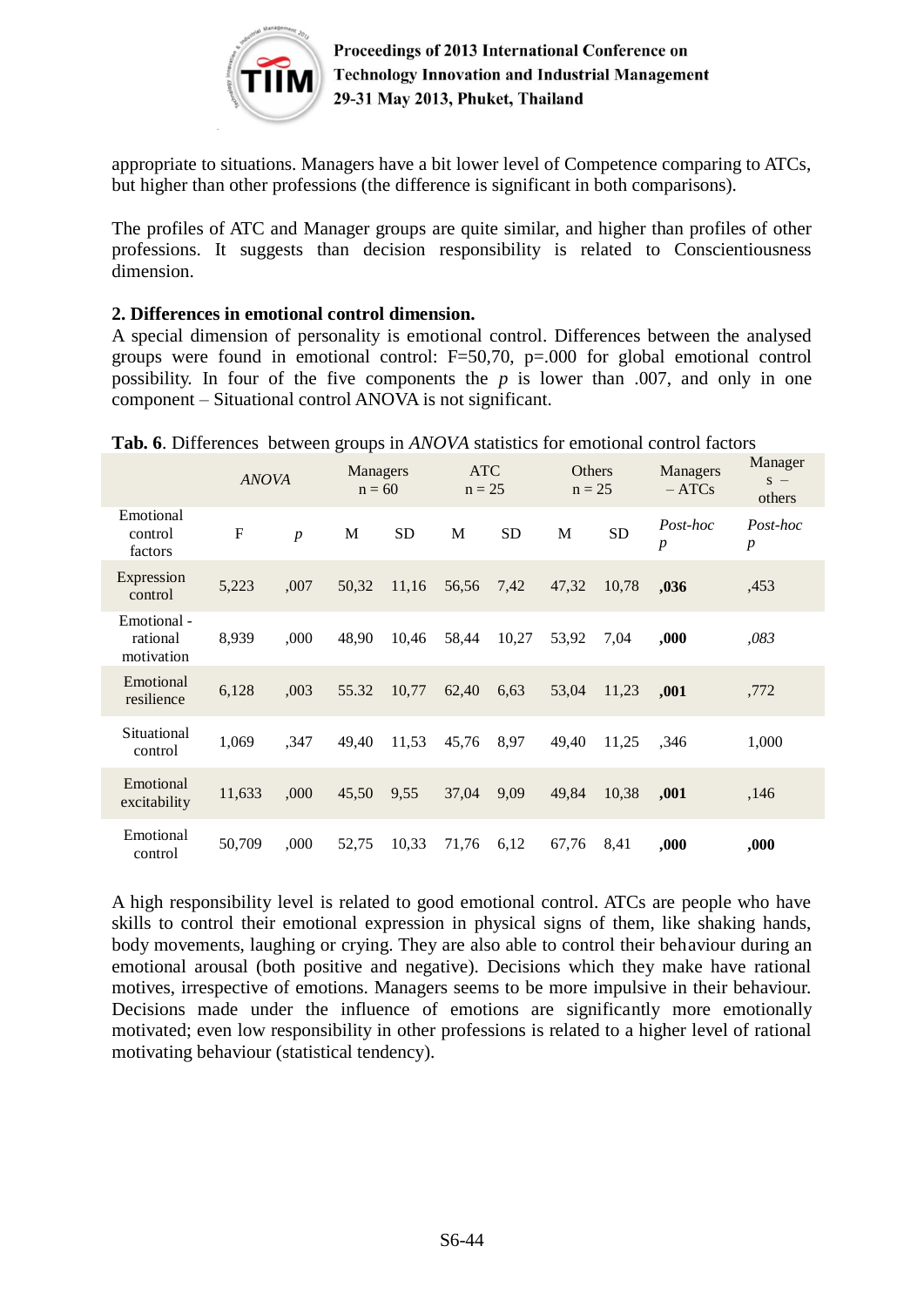appropriate to situations. Managers have a bit lower level of Competence comparing to ATCs, but higher than other professions (the difference is significant in both comparisons).

The profiles of ATC and Manager groups are quite similar, and higher than profiles of other professions. It suggests than decision responsibility is related to Conscientiousness dimension.

**2. Differences in emotional control dimension.**

A special dimension of personality is emotional control. Differences between the analysed groups were found in emotional control: F=50,70, p=.000 for global emotional control possibility. In four of the five components the *p* is lower than .007, and only in one component – Situational control ANOVA is not significant.

**Tab. 6**. Differences between groups in *ANOVA* statistics for emotional control factors

| | *ANOVA* | | Managers n = 60 | | ATC n = 25 | | Others n = 25 | | Managers – ATCs | Managers – others |
|---|---|---|---|---|---|---|---|---|---|---|
| Emotional control factors | F | *p* | M | SD | M | SD | M | SD | *Post-hoc p* | *Post-hoc p* |
| Expression control | 5,223 | ,007 | 50,32 | 11,16 | 56,56 | 7,42 | 47,32 | 10,78 | **,036** | ,453 |
| Emotional - rational motivation | 8,939 | ,000 | 48,90 | 10,46 | 58,44 | 10,27 | 53,92 | 7,04 | **,000** | *,083* |
| Emotional resilience | 6,128 | ,003 | 55.32 | 10,77 | 62,40 | 6,63 | 53,04 | 11,23 | **,001** | ,772 |
| Situational control | 1,069 | ,347 | 49,40 | 11,53 | 45,76 | 8,97 | 49,40 | 11,25 | ,346 | 1,000 |
| Emotional excitability | 11,633 | ,000 | 45,50 | 9,55 | 37,04 | 9,09 | 49,84 | 10,38 | **,001** | ,146 |
| Emotional control | 50,709 | ,000 | 52,75 | 10,33 | 71,76 | 6,12 | 67,76 | 8,41 | **,000** | **,000** |

A high responsibility level is related to good emotional control. ATCs are people who have skills to control their emotional expression in physical signs of them, like shaking hands, body movements, laughing or crying. They are also able to control their behaviour during an emotional arousal (both positive and negative). Decisions which they make have rational motives, irrespective of emotions. Managers seems to be more impulsive in their behaviour. Decisions made under the influence of emotions are significantly more emotionally motivated; even low responsibility in other professions is related to a higher level of rational motivating behaviour (statistical tendency).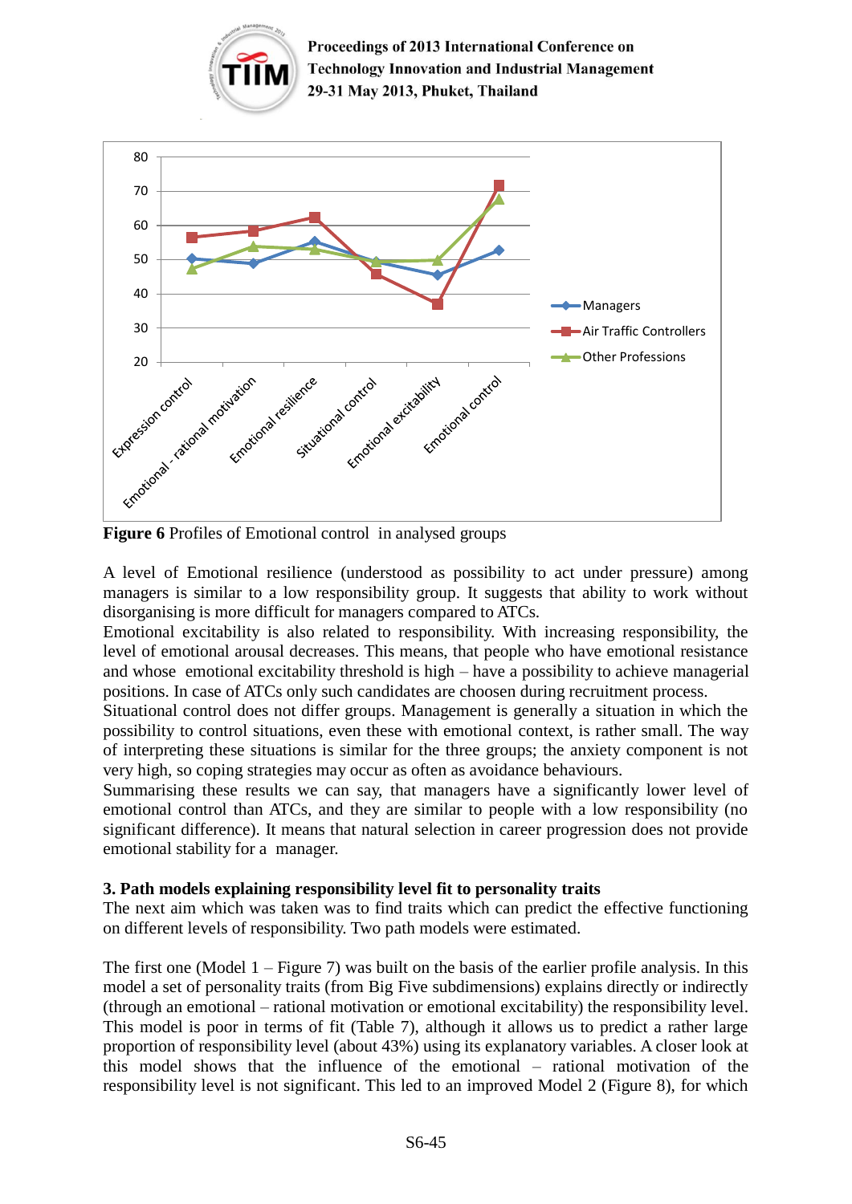**Figure 6** Profiles of Emotional control in analysed groups

A level of Emotional resilience (understood as possibility to act under pressure) among managers is similar to a low responsibility group. It suggests that ability to work without disorganising is more difficult for managers compared to ATCs.
Emotional excitability is also related to responsibility. With increasing responsibility, the level of emotional arousal decreases. This means, that people who have emotional resistance and whose emotional excitability threshold is high – have a possibility to achieve managerial positions. In case of ATCs only such candidates are choosen during recruitment process.
Situational control does not differ groups. Management is generally a situation in which the possibility to control situations, even these with emotional context, is rather small. The way of interpreting these situations is similar for the three groups; the anxiety component is not very high, so coping strategies may occur as often as avoidance behaviours.
Summarising these results we can say, that managers have a significantly lower level of emotional control than ATCs, and they are similar to people with a low responsibility (no significant difference). It means that natural selection in career progression does not provide emotional stability for a manager.

### 3. Path models explaining responsibility level fit to personality traits

The next aim which was taken was to find traits which can predict the effective functioning on different levels of responsibility. Two path models were estimated.

The first one (Model 1 – Figure 7) was built on the basis of the earlier profile analysis. In this model a set of personality traits (from Big Five subdimensions) explains directly or indirectly (through an emotional – rational motivation or emotional excitability) the responsibility level. This model is poor in terms of fit (Table 7), although it allows us to predict a rather large proportion of responsibility level (about 43%) using its explanatory variables. A closer look at this model shows that the influence of the emotional – rational motivation of the responsibility level is not significant. This led to an improved Model 2 (Figure 8), for which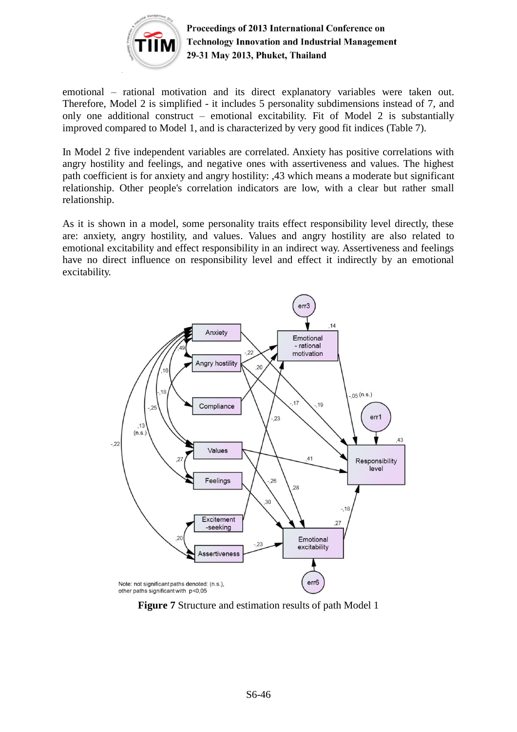emotional – rational motivation and its direct explanatory variables were taken out. Therefore, Model 2 is simplified - it includes 5 personality subdimensions instead of 7, and only one additional construct – emotional excitability. Fit of Model 2 is substantially improved compared to Model 1, and is characterized by very good fit indices (Table 7).

In Model 2 five independent variables are correlated. Anxiety has positive correlations with angry hostility and feelings, and negative ones with assertiveness and values. The highest path coefficient is for anxiety and angry hostility: ,43 which means a moderate but significant relationship. Other people's correlation indicators are low, with a clear but rather small relationship.

As it is shown in a model, some personality traits effect responsibility level directly, these are: anxiety, angry hostility, and values. Values and angry hostility are also related to emotional excitability and effect responsibility in an indirect way. Assertiveness and feelings have no direct influence on responsibility level and effect it indirectly by an emotional excitability.

Note: not significant paths denoted: (n.s.), other paths significant with p<0,05

**Figure 7** Structure and estimation results of path Model 1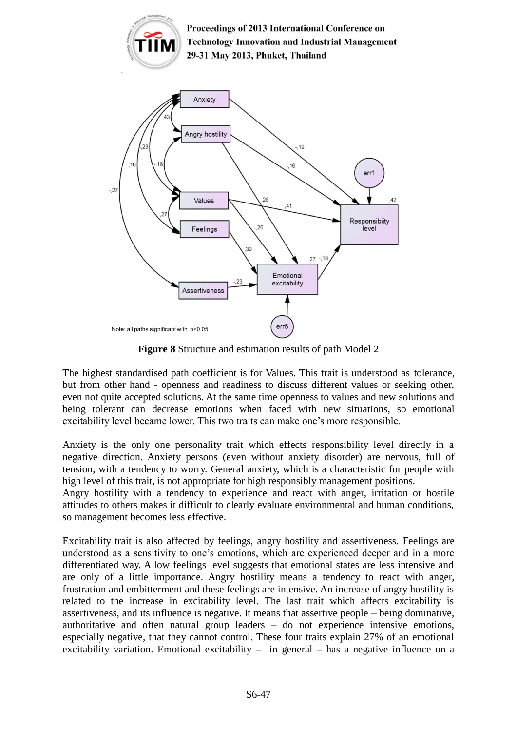**Figure 8** Structure and estimation results of path Model 2

The highest standardised path coefficient is for Values. This trait is understood as tolerance, but from other hand - openness and readiness to discuss different values or seeking other, even not quite accepted solutions. At the same time openness to values and new solutions and being tolerant can decrease emotions when faced with new situations, so emotional excitability level became lower. This two traits can make one's more responsible.

Anxiety is the only one personality trait which effects responsibility level directly in a negative direction. Anxiety persons (even without anxiety disorder) are nervous, full of tension, with a tendency to worry. General anxiety, which is a characteristic for people with high level of this trait, is not appropriate for high responsibly management positions.
Angry hostility with a tendency to experience and react with anger, irritation or hostile attitudes to others makes it difficult to clearly evaluate environmental and human conditions, so management becomes less effective.

Excitability trait is also affected by feelings, angry hostility and assertiveness. Feelings are understood as a sensitivity to one's emotions, which are experienced deeper and in a more differentiated way. A low feelings level suggests that emotional states are less intensive and are only of a little importance. Angry hostility means a tendency to react with anger, frustration and embitterment and these feelings are intensive. An increase of angry hostility is related to the increase in excitability level. The last trait which affects excitability is assertiveness, and its influence is negative. It means that assertive people – being dominative, authoritative and often natural group leaders – do not experience intensive emotions, especially negative, that they cannot control. These four traits explain 27% of an emotional excitability variation. Emotional excitability – in general – has a negative influence on a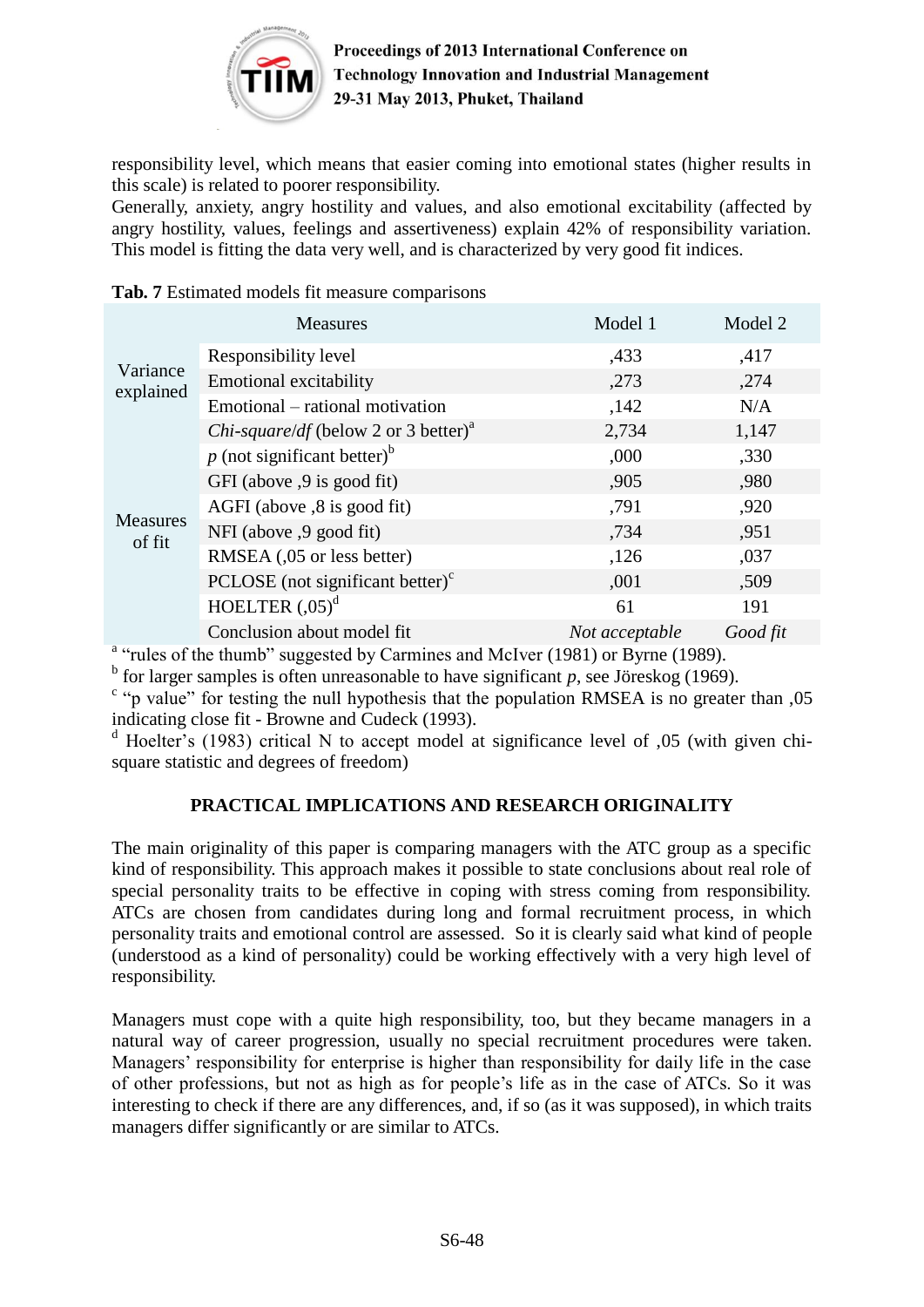responsibility level, which means that easier coming into emotional states (higher results in this scale) is related to poorer responsibility.

Generally, anxiety, angry hostility and values, and also emotional excitability (affected by angry hostility, values, feelings and assertiveness) explain 42% of responsibility variation. This model is fitting the data very well, and is characterized by very good fit indices.

**Tab. 7** Estimated models fit measure comparisons

| | Measures | Model 1 | Model 2 |
|---|---|---|---|
| Variance explained | Responsibility level | ,433 | ,417 |
| | Emotional excitability | ,273 | ,274 |
| | Emotional – rational motivation | ,142 | N/A |
| Measures of fit | *Chi-square/df* (below 2 or 3 better)[a] | 2,734 | 1,147 |
| | *p* (not significant better)[b] | ,000 | ,330 |
| | GFI (above ,9 is good fit) | ,905 | ,980 |
| | AGFI (above ,8 is good fit) | ,791 | ,920 |
| | NFI (above ,9 good fit) | ,734 | ,951 |
| | RMSEA (,05 or less better) | ,126 | ,037 |
| | PCLOSE (not significant better)[c] | ,001 | ,509 |
| | HOELTER (,05)[d] | 61 | 191 |
| | Conclusion about model fit | *Not acceptable* | *Good fit* |

[a] "rules of the thumb" suggested by Carmines and McIver (1981) or Byrne (1989).
[b] for larger samples is often unreasonable to have significant *p*, see Jöreskog (1969).
[c] "p value" for testing the null hypothesis that the population RMSEA is no greater than ,05 indicating close fit - Browne and Cudeck (1993).
[d] Hoelter's (1983) critical N to accept model at significance level of ,05 (with given chi-square statistic and degrees of freedom)

## PRACTICAL IMPLICATIONS AND RESEARCH ORIGINALITY

The main originality of this paper is comparing managers with the ATC group as a specific kind of responsibility. This approach makes it possible to state conclusions about real role of special personality traits to be effective in coping with stress coming from responsibility. ATCs are chosen from candidates during long and formal recruitment process, in which personality traits and emotional control are assessed. So it is clearly said what kind of people (understood as a kind of personality) could be working effectively with a very high level of responsibility.

Managers must cope with a quite high responsibility, too, but they became managers in a natural way of career progression, usually no special recruitment procedures were taken. Managers' responsibility for enterprise is higher than responsibility for daily life in the case of other professions, but not as high as for people's life as in the case of ATCs. So it was interesting to check if there are any differences, and, if so (as it was supposed), in which traits managers differ significantly or are similar to ATCs.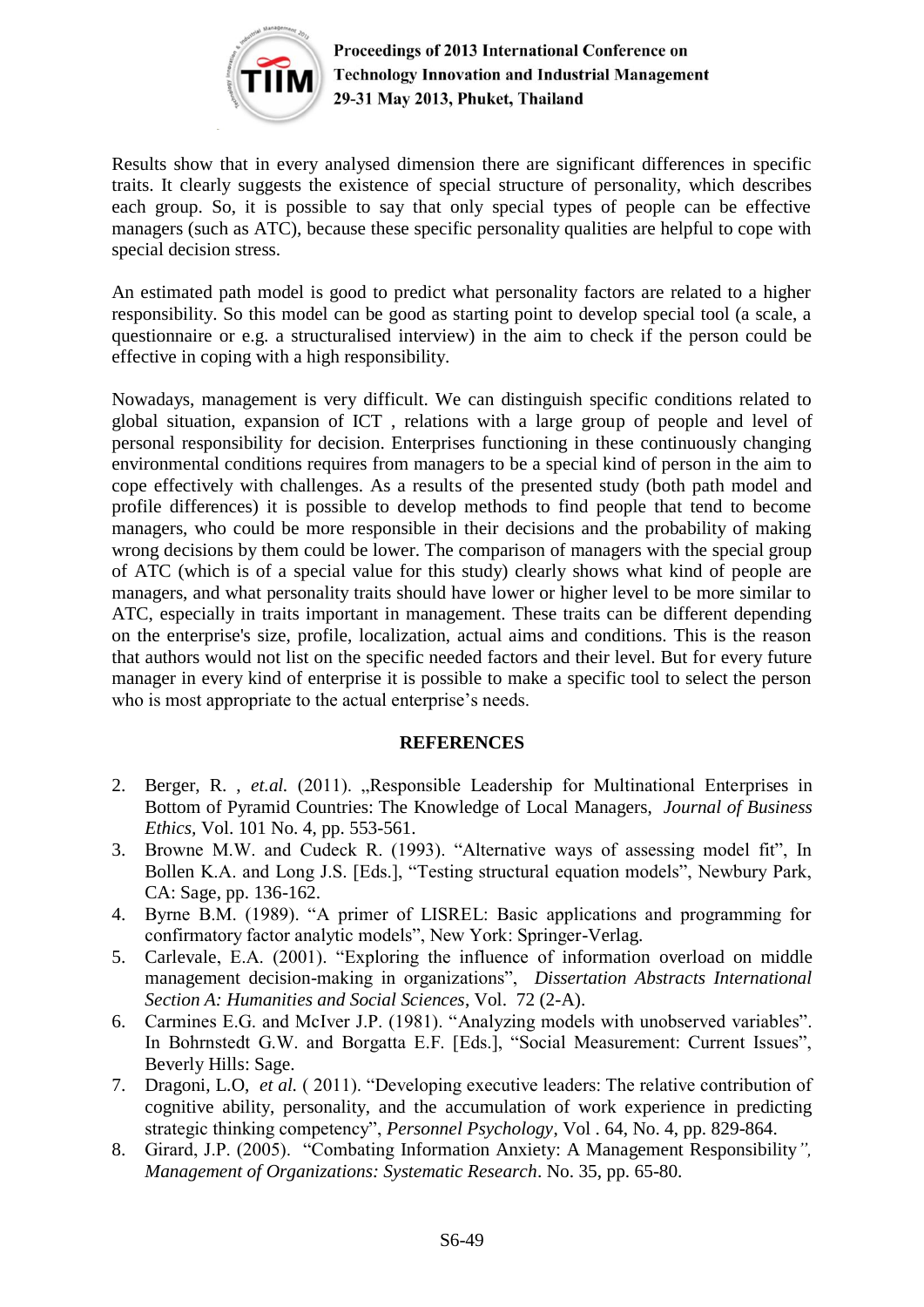Results show that in every analysed dimension there are significant differences in specific traits. It clearly suggests the existence of special structure of personality, which describes each group. So, it is possible to say that only special types of people can be effective managers (such as ATC), because these specific personality qualities are helpful to cope with special decision stress.

An estimated path model is good to predict what personality factors are related to a higher responsibility. So this model can be good as starting point to develop special tool (a scale, a questionnaire or e.g. a structuralised interview) in the aim to check if the person could be effective in coping with a high responsibility.

Nowadays, management is very difficult. We can distinguish specific conditions related to global situation, expansion of ICT , relations with a large group of people and level of personal responsibility for decision. Enterprises functioning in these continuously changing environmental conditions requires from managers to be a special kind of person in the aim to cope effectively with challenges. As a results of the presented study (both path model and profile differences) it is possible to develop methods to find people that tend to become managers, who could be more responsible in their decisions and the probability of making wrong decisions by them could be lower. The comparison of managers with the special group of ATC (which is of a special value for this study) clearly shows what kind of people are managers, and what personality traits should have lower or higher level to be more similar to ATC, especially in traits important in management. These traits can be different depending on the enterprise's size, profile, localization, actual aims and conditions. This is the reason that authors would not list on the specific needed factors and their level. But for every future manager in every kind of enterprise it is possible to make a specific tool to select the person who is most appropriate to the actual enterprise's needs.

## REFERENCES

2. Berger, R. , *et.al.* (2011). „Responsible Leadership for Multinational Enterprises in Bottom of Pyramid Countries: The Knowledge of Local Managers, *Journal of Business Ethics*, Vol. 101 No. 4, pp. 553-561.
3. Browne M.W. and Cudeck R. (1993). "Alternative ways of assessing model fit", In Bollen K.A. and Long J.S. [Eds.], "Testing structural equation models", Newbury Park, CA: Sage, pp. 136-162.
4. Byrne B.M. (1989). "A primer of LISREL: Basic applications and programming for confirmatory factor analytic models", New York: Springer-Verlag.
5. Carlevale, E.A. (2001). "Exploring the influence of information overload on middle management decision-making in organizations", *Dissertation Abstracts International Section A: Humanities and Social Sciences*, Vol. 72 (2-A).
6. Carmines E.G. and McIver J.P. (1981). "Analyzing models with unobserved variables". In Bohrnstedt G.W. and Borgatta E.F. [Eds.], "Social Measurement: Current Issues", Beverly Hills: Sage.
7. Dragoni, L.O, *et al.* ( 2011). "Developing executive leaders: The relative contribution of cognitive ability, personality, and the accumulation of work experience in predicting strategic thinking competency", *Personnel Psychology*, Vol . 64, No. 4, pp. 829-864.
8. Girard, J.P. (2005). "Combating Information Anxiety: A Management Responsibility*", Management of Organizations: Systematic Research*. No. 35, pp. 65-80.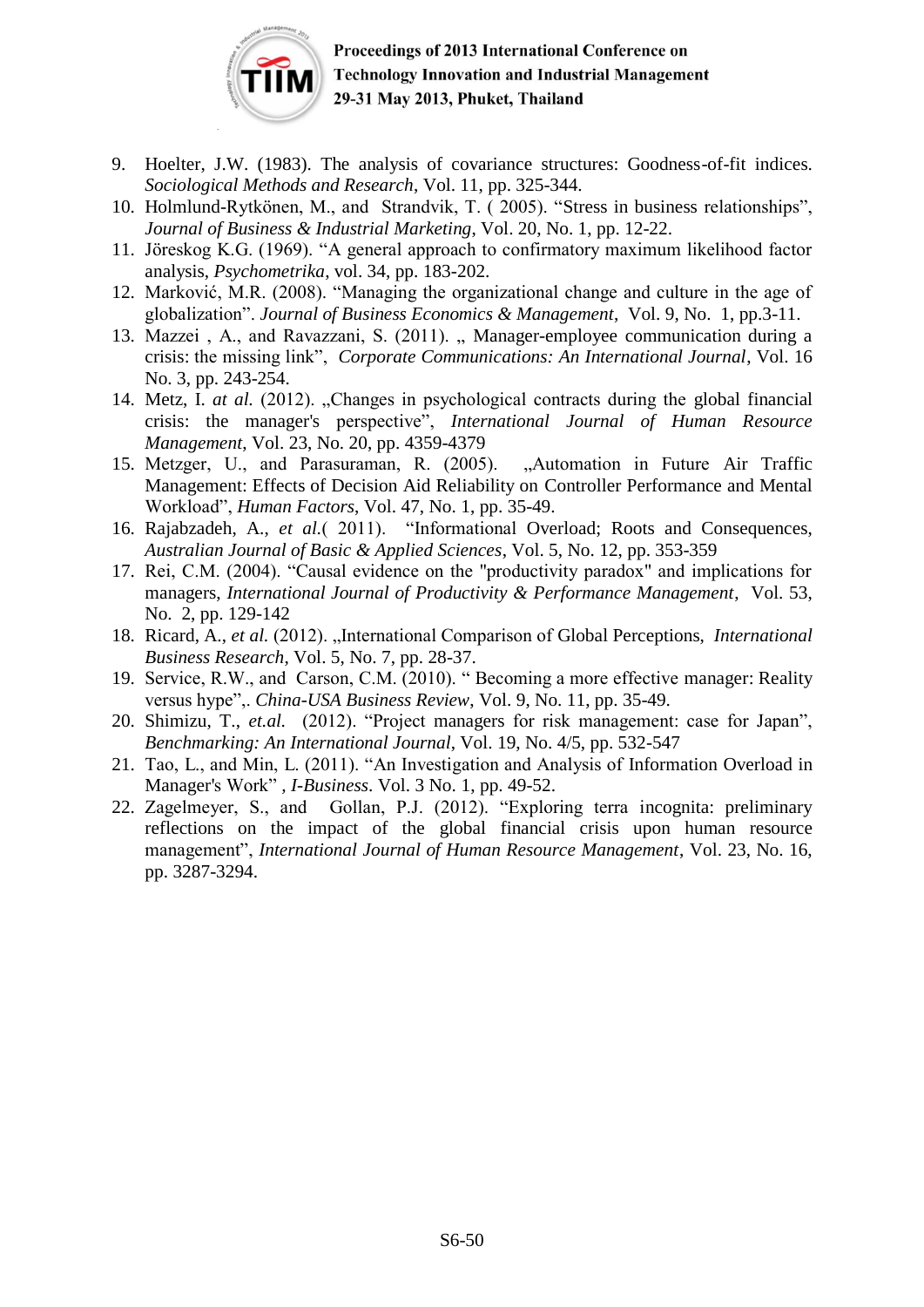9. Hoelter, J.W. (1983). The analysis of covariance structures: Goodness-of-fit indices. *Sociological Methods and Research*, Vol. 11, pp. 325-344.
10. Holmlund-Rytkönen, M., and Strandvik, T. ( 2005). "Stress in business relationships", *Journal of Business & Industrial Marketing*, Vol. 20, No. 1, pp. 12-22.
11. Jöreskog K.G. (1969). "A general approach to confirmatory maximum likelihood factor analysis, *Psychometrika*, vol. 34, pp. 183-202.
12. Marković, M.R. (2008). "Managing the organizational change and culture in the age of globalization". *Journal of Business Economics & Management*, Vol. 9, No. 1, pp.3-11.
13. Mazzei , A., and Ravazzani, S. (2011). „ Manager-employee communication during a crisis: the missing link", *Corporate Communications: An International Journal*, Vol. 16 No. 3, pp. 243-254.
14. Metz, I. *at al.* (2012). „Changes in psychological contracts during the global financial crisis: the manager's perspective", *International Journal of Human Resource Management*, Vol. 23, No. 20, pp. 4359-4379
15. Metzger, U., and Parasuraman, R. (2005). „Automation in Future Air Traffic Management: Effects of Decision Aid Reliability on Controller Performance and Mental Workload", *Human Factors*, Vol. 47, No. 1, pp. 35-49.
16. Rajabzadeh, A., *et al.*( 2011). "Informational Overload; Roots and Consequences, *Australian Journal of Basic & Applied Sciences*, Vol. 5, No. 12, pp. 353-359
17. Rei, C.M. (2004). "Causal evidence on the "productivity paradox" and implications for managers, *International Journal of Productivity & Performance Management*, Vol. 53, No. 2, pp. 129-142
18. Ricard, A., *et al.* (2012). „International Comparison of Global Perceptions, *International Business Research*, Vol. 5, No. 7, pp. 28-37.
19. Service, R.W., and Carson, C.M. (2010). " Becoming a more effective manager: Reality versus hype",. *China-USA Business Review*, Vol. 9, No. 11, pp. 35-49.
20. Shimizu, T., *et.al.* (2012). "Project managers for risk management: case for Japan", *Benchmarking: An International Journal*, Vol. 19, No. 4/5, pp. 532-547
21. Tao, L., and Min, L. (2011). "An Investigation and Analysis of Information Overload in Manager's Work" , *I-Business*. Vol. 3 No. 1, pp. 49-52.
22. Zagelmeyer, S., and Gollan, P.J. (2012). "Exploring terra incognita: preliminary reflections on the impact of the global financial crisis upon human resource management", *International Journal of Human Resource Management*, Vol. 23, No. 16, pp. 3287-3294.